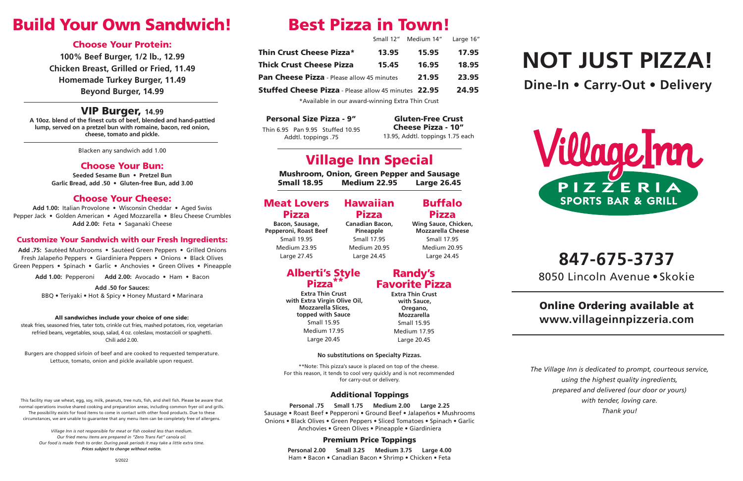# Build Your Own Sandwich!

## Choose Your Protein:

**100% Beef Burger, 1/2 lb., 12.99**
**Chicken Breast, Grilled or Fried, 11.49**
**Homemade Turkey Burger, 11.49**
**Beyond Burger, 14.99**

## VIP Burger, 14.99

**A 10oz. blend of the finest cuts of beef, blended and hand-pattied lump, served on a pretzel bun with romaine, bacon, red onion, cheese, tomato and pickle.**

Blacken any sandwich add 1.00

## Choose Your Bun:

**Seeded Sesame Bun • Pretzel Bun**
**Garlic Bread, add .50 • Gluten-free Bun, add 3.00**

## Choose Your Cheese:

**Add 1.00:** Italian Provolone • Wisconsin Cheddar • Aged Swiss
Pepper Jack • Golden American • Aged Mozzarella • Bleu Cheese Crumbles
**Add 2.00:** Feta • Saganaki Cheese

## Customize Your Sandwich with our Fresh Ingredients:

**Add .75:** Sautéed Mushrooms • Sautéed Green Peppers • Grilled Onions
Fresh Jalapeño Peppers • Giardiniera Peppers • Onions • Black Olives
Green Peppers • Spinach • Garlic • Anchovies • Green Olives • Pineapple

**Add 1.00:** Pepperoni **Add 2.00:** Avocado • Ham • Bacon

**Add .50 for Sauces:**
BBQ • Teriyaki • Hot & Spicy • Honey Mustard • Marinara

**All sandwiches include your choice of one side:**
steak fries, seasoned fries, tater tots, crinkle cut fries, mashed potatoes, rice, vegetarian refried beans, vegetables, soup, salad, 4 oz. coleslaw, mostaccioli or spaghetti.
Chili add 2.00.

Burgers are chopped sirloin of beef and are cooked to requested temperature.
Lettuce, tomato, onion and pickle available upon request.

This facility may use wheat, egg, soy, milk, peanuts, tree nuts, fish, and shell fish. Please be aware that normal operations involve shared cooking and preparation areas, including common fryer oil and grills. The possibility exists for food items to come in contact with other food products. Due to these circumstances, we are unable to guarantee that any menu item can be completely free of allergens.

*Village Inn is not responsible for meat or fish cooked less than medium.*
*Our fried menu items are prepared in "Zero Trans Fat" canola oil.*
*Our food is made fresh to order. During peak periods it may take a little extra time.*
***Prices subject to change without notice.***

5/2022

# Best Pizza in Town!

| | Small 12" | Medium 14" | Large 16" |
|---|---|---|---|
| **Thin Crust Cheese Pizza*** | **13.95** | **15.95** | **17.95** |
| **Thick Crust Cheese Pizza** | **15.45** | **16.95** | **18.95** |
| **Pan Cheese Pizza** - Please allow 45 minutes | | **21.95** | **23.95** |
| **Stuffed Cheese Pizza** - Please allow 45 minutes | | **22.95** | **24.95** |

*Available in our award-winning Extra Thin Crust

**Personal Size Pizza - 9"**
Thin 6.95 Pan 9.95 Stuffed 10.95
Addtl. toppings .75

**Gluten-Free Crust Cheese Pizza - 10"**
13.95, Addtl. toppings 1.75 each

## Village Inn Special

**Mushroom, Onion, Green Pepper and Sausage**
**Small 18.95 Medium 22.95 Large 26.45**

### Meat Lovers Pizza

**Bacon, Sausage, Pepperoni, Roast Beef**
Small 19.95
Medium 23.95
Large 27.45

### Hawaiian Pizza

**Canadian Bacon, Pineapple**
Small 17.95
Medium 20.95
Large 24.45

### Buffalo Pizza

**Wing Sauce, Chicken, Mozzarella Cheese**
Small 17.95
Medium 20.95
Large 24.45

### Alberti's Style Pizza**

**Extra Thin Crust with Extra Virgin Olive Oil, Mozzarella Slices, topped with Sauce**
Small 15.95
Medium 17.95
Large 20.45

### Randy's Favorite Pizza

**Extra Thin Crust with Sauce, Oregano, Mozzarella**
Small 15.95
Medium 17.95
Large 20.45

**No substitutions on Specialty Pizzas.**

**Note: This pizza's sauce is placed on top of the cheese. For this reason, it tends to cool very quickly and is not recommended for carry-out or delivery.

### Additional Toppings

**Personal .75 Small 1.75 Medium 2.00 Large 2.25**
Sausage • Roast Beef • Pepperoni • Ground Beef • Jalapeños • Mushrooms
Onions • Black Olives • Green Peppers • Sliced Tomatoes • Spinach • Garlic
Anchovies • Green Olives • Pineapple • Giardiniera

### Premium Price Toppings

**Personal 2.00 Small 3.25 Medium 3.75 Large 4.00**
Ham • Bacon • Canadian Bacon • Shrimp • Chicken • Feta

# NOT JUST PIZZA!

**Dine-In • Carry-Out • Delivery**

Village Inn
PIZZERIA
SPORTS BAR & GRILL

# 847-675-3737

8050 Lincoln Avenue • Skokie

## Online Ordering available at www.villageinnpizzeria.com

*The Village Inn is dedicated to prompt, courteous service, using the highest quality ingredients, prepared and delivered (our door or yours) with tender, loving care.*
*Thank you!*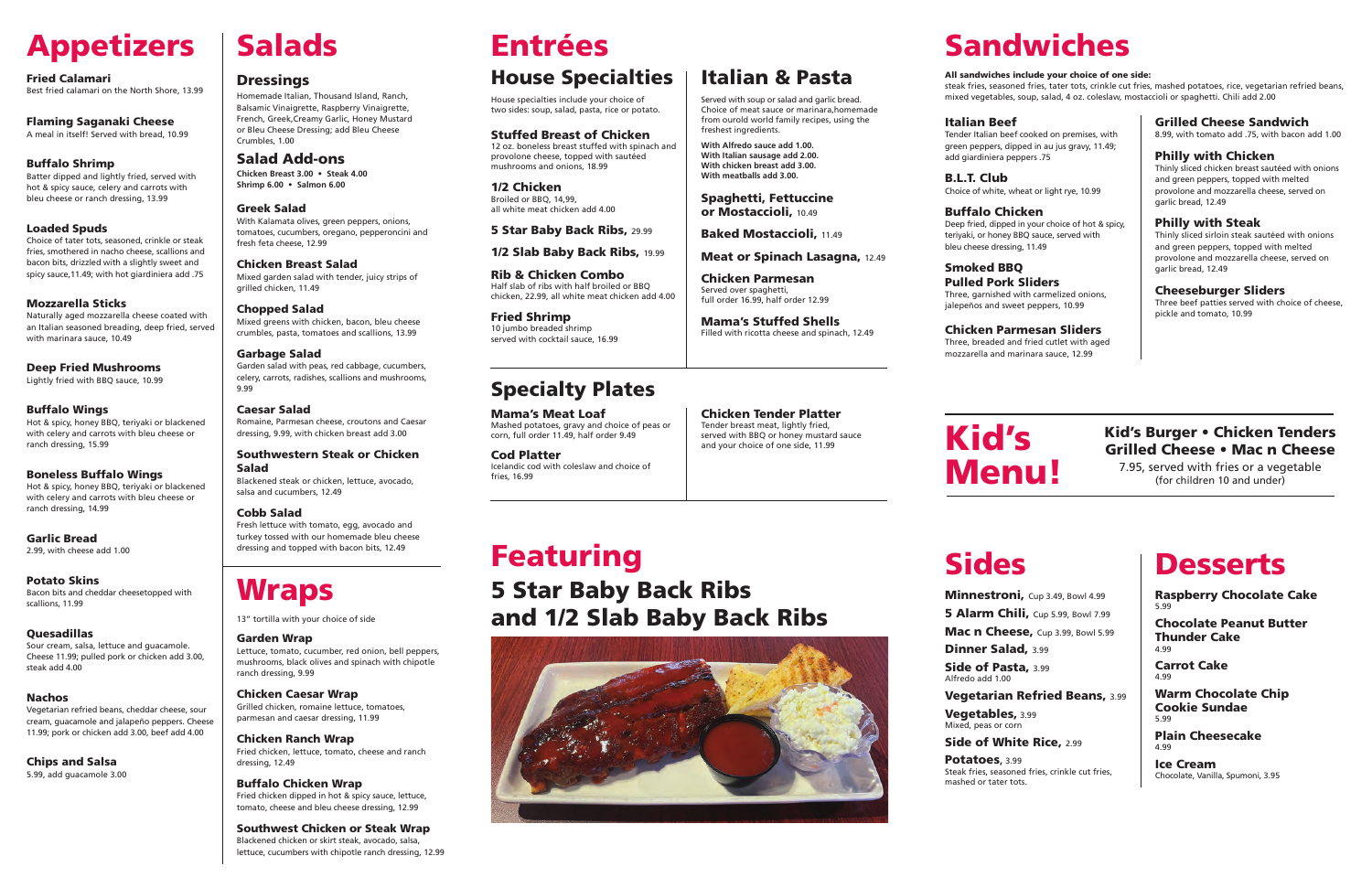# Appetizers

### Fried Calamari
Best fried calamari on the North Shore, 13.99

### Flaming Saganaki Cheese
A meal in itself! Served with bread, 10.99

### Buffalo Shrimp
Batter dipped and lightly fried, served with hot & spicy sauce, celery and carrots with bleu cheese or ranch dressing, 13.99

### Loaded Spuds
Choice of tater tots, seasoned, crinkle or steak fries, smothered in nacho cheese, scallions and bacon bits, drizzled with a slightly sweet and spicy sauce,11.49; with hot giardiniera add .75

### Mozzarella Sticks
Naturally aged mozzarella cheese coated with an Italian seasoned breading, deep fried, served with marinara sauce, 10.49

### Deep Fried Mushrooms
Lightly fried with BBQ sauce, 10.99

### Buffalo Wings
Hot & spicy, honey BBQ, teriyaki or blackened with celery and carrots with bleu cheese or ranch dressing, 15.99

### Boneless Buffalo Wings
Hot & spicy, honey BBQ, teriyaki or blackened with celery and carrots with bleu cheese or ranch dressing, 14.99

### Garlic Bread
2.99, with cheese add 1.00

### Potato Skins
Bacon bits and cheddar cheesetopped with scallions, 11.99

### Quesadillas
Sour cream, salsa, lettuce and guacamole. Cheese 11.99; pulled pork or chicken add 3.00, steak add 4.00

### Nachos
Vegetarian refried beans, cheddar cheese, sour cream, guacamole and jalapeño peppers. Cheese 11.99; pork or chicken add 3.00, beef add 4.00

### Chips and Salsa
5.99, add guacamole 3.00

# Salads

## Dressings
Homemade Italian, Thousand Island, Ranch, Balsamic Vinaigrette, Raspberry Vinaigrette, French, Greek,Creamy Garlic, Honey Mustard or Bleu Cheese Dressing; add Bleu Cheese Crumbles, 1.00

## Salad Add-ons
**Chicken Breast 3.00 • Steak 4.00**
**Shrimp 6.00 • Salmon 6.00**

### Greek Salad
With Kalamata olives, green peppers, onions, tomatoes, cucumbers, oregano, pepperoncini and fresh feta cheese, 12.99

### Chicken Breast Salad
Mixed garden salad with tender, juicy strips of grilled chicken, 11.49

### Chopped Salad
Mixed greens with chicken, bacon, bleu cheese crumbles, pasta, tomatoes and scallions, 13.99

### Garbage Salad
Garden salad with peas, red cabbage, cucumbers, celery, carrots, radishes, scallions and mushrooms, 9.99

### Caesar Salad
Romaine, Parmesan cheese, croutons and Caesar dressing, 9.99, with chicken breast add 3.00

### Southwestern Steak or Chicken Salad
Blackened steak or chicken, lettuce, avocado, salsa and cucumbers, 12.49

### Cobb Salad
Fresh lettuce with tomato, egg, avocado and turkey tossed with our homemade bleu cheese dressing and topped with bacon bits, 12.49

# Wraps

13" tortilla with your choice of side

### Garden Wrap
Lettuce, tomato, cucumber, red onion, bell peppers, mushrooms, black olives and spinach with chipotle ranch dressing, 9.99

### Chicken Caesar Wrap
Grilled chicken, romaine lettuce, tomatoes, parmesan and caesar dressing, 11.99

### Chicken Ranch Wrap
Fried chicken, lettuce, tomato, cheese and ranch dressing, 12.49

### Buffalo Chicken Wrap
Fried chicken dipped in hot & spicy sauce, lettuce, tomato, cheese and bleu cheese dressing, 12.99

### Southwest Chicken or Steak Wrap
Blackened chicken or skirt steak, avocado, salsa, lettuce, cucumbers with chipotle ranch dressing, 12.99

# Entrées

## House Specialties

House specialties include your choice of two sides: soup, salad, pasta, rice or potato.

### Stuffed Breast of Chicken
12 oz. boneless breast stuffed with spinach and provolone cheese, topped with sautéed mushrooms and onions, 18.99

### 1/2 Chicken
Broiled or BBQ, 14,99, all white meat chicken add 4.00

### 5 Star Baby Back Ribs, 29.99

### 1/2 Slab Baby Back Ribs, 19.99

### Rib & Chicken Combo
Half slab of ribs with half broiled or BBQ chicken, 22.99, all white meat chicken add 4.00

### Fried Shrimp
10 jumbo breaded shrimp served with cocktail sauce, 16.99

## Italian & Pasta

Served with soup or salad and garlic bread. Choice of meat sauce or marinara,homemade from ourold world family recipes, using the freshest ingredients.

**With Alfredo sauce add 1.00.**
**With Italian sausage add 2.00.**
**With chicken breast add 3.00.**
**With meatballs add 3.00.**

### Spaghetti, Fettuccine or Mostaccioli, 10.49

### Baked Mostaccioli, 11.49

### Meat or Spinach Lasagna, 12.49

### Chicken Parmesan
Served over spaghetti, full order 16.99, half order 12.99

### Mama's Stuffed Shells
Filled with ricotta cheese and spinach, 12.49

## Specialty Plates

### Mama's Meat Loaf
Mashed potatoes, gravy and choice of peas or corn, full order 11.49, half order 9.49

### Cod Platter
Icelandic cod with coleslaw and choice of fries, 16.99

### Chicken Tender Platter
Tender breast meat, lightly fried, served with BBQ or honey mustard sauce and your choice of one side, 11.99

# Featuring

## 5 Star Baby Back Ribs and 1/2 Slab Baby Back Ribs

# Sandwiches

**All sandwiches include your choice of one side:**
steak fries, seasoned fries, tater tots, crinkle cut fries, mashed potatoes, rice, vegetarian refried beans, mixed vegetables, soup, salad, 4 oz. coleslaw, mostaccioli or spaghetti. Chili add 2.00

### Italian Beef
Tender Italian beef cooked on premises, with green peppers, dipped in au jus gravy, 11.49; add giardiniera peppers .75

### B.L.T. Club
Choice of white, wheat or light rye, 10.99

### Buffalo Chicken
Deep fried, dipped in your choice of hot & spicy, teriyaki, or honey BBQ sauce, served with bleu cheese dressing, 11.49

### Smoked BBQ Pulled Pork Sliders
Three, garnished with carmelized onions, jalepeños and sweet peppers, 10.99

### Chicken Parmesan Sliders
Three, breaded and fried cutlet with aged mozzarella and marinara sauce, 12.99

### Grilled Cheese Sandwich
8.99, with tomato add .75, with bacon add 1.00

### Philly with Chicken
Thinly sliced chicken breast sautéed with onions and green peppers, topped with melted provolone and mozzarella cheese, served on garlic bread, 12.49

### Philly with Steak
Thinly sliced sirloin steak sautéed with onions and green peppers, topped with melted provolone and mozzarella cheese, served on garlic bread, 12.49

### Cheeseburger Sliders
Three beef patties served with choice of cheese, pickle and tomato, 10.99

# Kid's Menu!

**Kid's Burger • Chicken Tenders**
**Grilled Cheese • Mac n Cheese**

7.95, served with fries or a vegetable (for children 10 and under)

# Sides

**Minnestroni,** Cup 3.49, Bowl 4.99

**5 Alarm Chili,** Cup 5.99, Bowl 7.99

**Mac n Cheese,** Cup 3.99, Bowl 5.99

**Dinner Salad,** 3.99

**Side of Pasta,** 3.99
Alfredo add 1.00

**Vegetarian Refried Beans,** 3.99

**Vegetables,** 3.99
Mixed, peas or corn

**Side of White Rice,** 2.99

**Potatoes,** 3.99
Steak fries, seasoned fries, crinkle cut fries, mashed or tater tots.

# Desserts

**Raspberry Chocolate Cake**
5.99

**Chocolate Peanut Butter Thunder Cake**
4.99

**Carrot Cake**
4.99

**Warm Chocolate Chip Cookie Sundae**
5.99

**Plain Cheesecake**
4.99

**Ice Cream**
Chocolate, Vanilla, Spumoni, 3.95